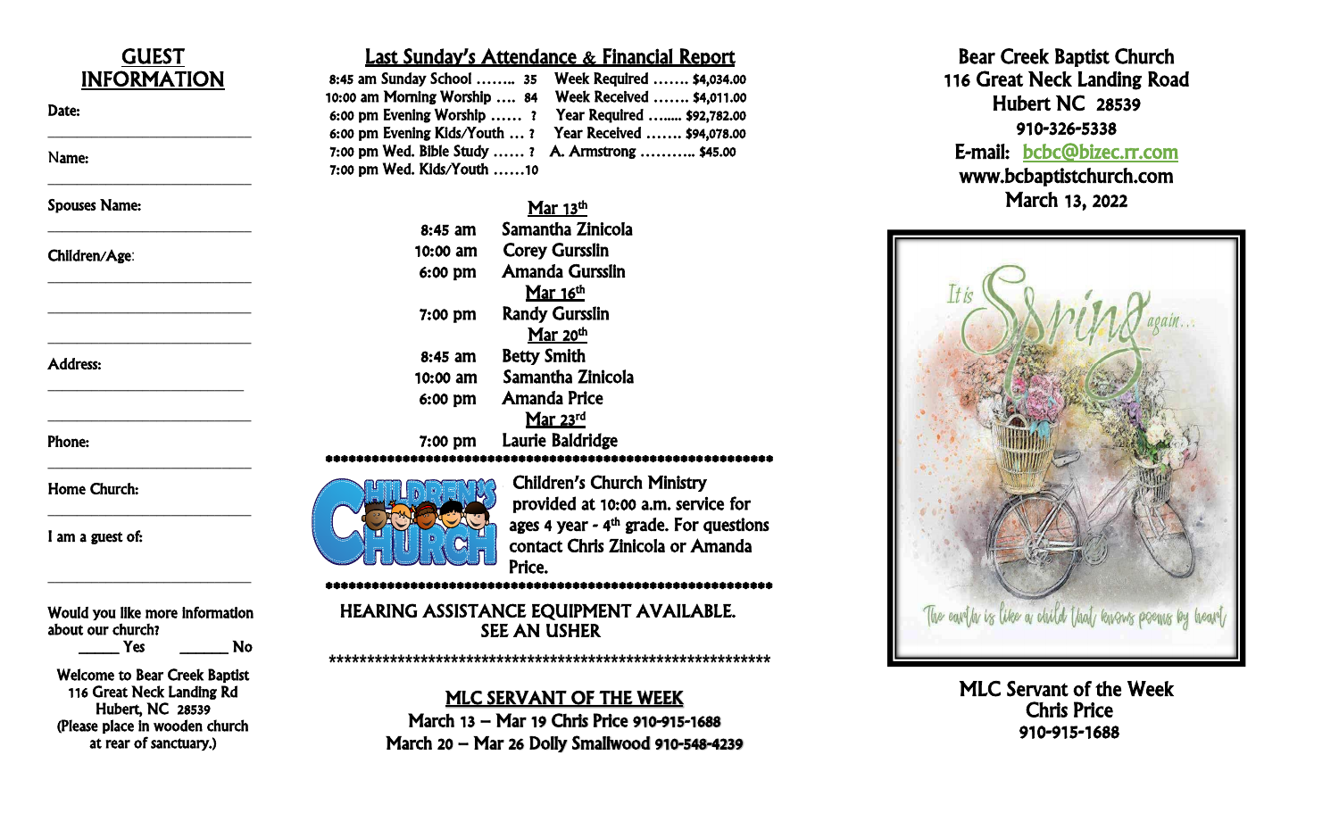## GUEST INFORMATION

Date: ___________________________

Name: ___________________________

Spouses Name: ___________________________

Children/Age: ___________________________

___________________________

___________________________

Address: ___________________________

___________________________

Phone: ___________________________

Home Church: ___________________________

I am a guest of: ___________________________

Would you like more information about our church?
_____ Yes  ______ No

Welcome to Bear Creek Baptist
116 Great Neck Landing Rd
Hubert, NC 28539
(Please place in wooden church at rear of sanctuary.)

## Last Sunday's Attendance & Financial Report

| Attendance | | Financial | |
|---|---|---|---|
| 8:45 am Sunday School | 35 | Week Required | $4,034.00 |
| 10:00 am Morning Worship | 84 | Week Received | $4,011.00 |
| 6:00 pm Evening Worship | ? | Year Required | $92,782.00 |
| 6:00 pm Evening Kids/Youth | ? | Year Received | $94,078.00 |
| 7:00 pm Wed. Bible Study | ? | A. Armstrong | $45.00 |
| 7:00 pm Wed. Kids/Youth | 10 | | |

**Mar 13th**
8:45 am Samantha Zinicola
10:00 am Corey Gursslin
6:00 pm Amanda Gursslin

**Mar 16th**
7:00 pm Randy Gursslin

**Mar 20th**
8:45 am Betty Smith
10:00 am Samantha Zinicola
6:00 pm Amanda Price

**Mar 23rd**
7:00 pm Laurie Baldridge

**************************************************************

CHILDREN'S CHURCH

Children's Church Ministry provided at 10:00 a.m. service for ages 4 year - 4th grade. For questions contact Chris Zinicola or Amanda Price.

**************************************************************

HEARING ASSISTANCE EQUIPMENT AVAILABLE.
SEE AN USHER

**************************************************************

## MLC SERVANT OF THE WEEK

March 13 – Mar 19 Chris Price 910-915-1688
March 20 – Mar 26 Dolly Smallwood 910-548-4239

# Bear Creek Baptist Church

116 Great Neck Landing Road
Hubert NC 28539
910-326-5338
E-mail: bcbc@bizec.rr.com
www.bcbaptistchurch.com
March 13, 2022

It is Spring again...

The earth is like a child that knows poems by heart

MLC Servant of the Week
Chris Price
910-915-1688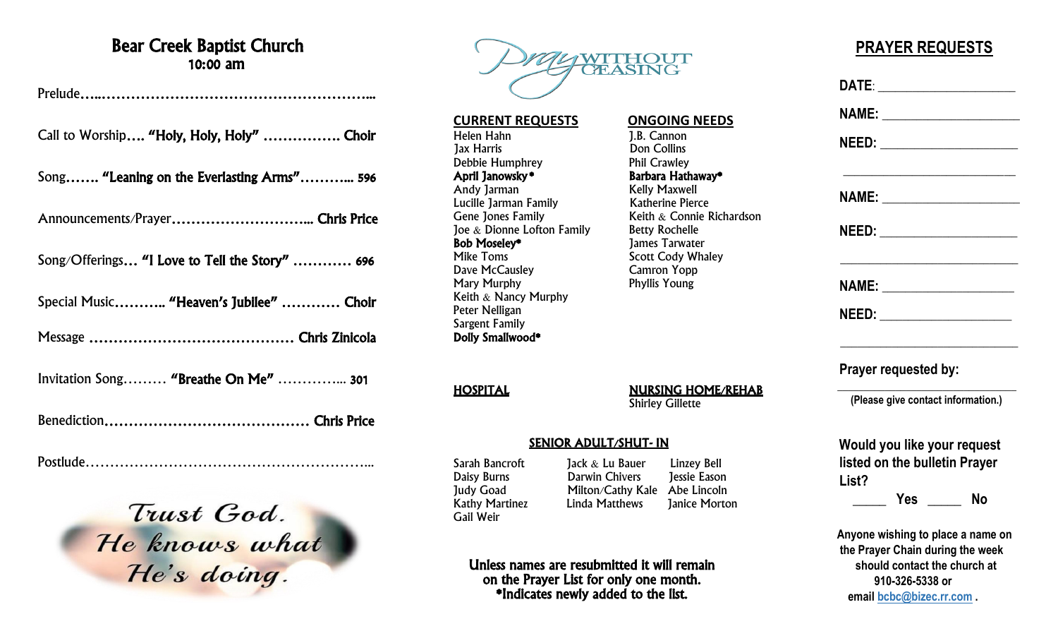# Bear Creek Baptist Church

## 10:00 am

Prelude…………………………………………………………

Call to Worship…. **"Holy, Holy, Holy"** ……………. Choir

Song……. **"Leaning on the Everlasting Arms"**……….. 596

Announcements/Prayer……………………………. Chris Price

Song/Offerings… **"I Love to Tell the Story"** ………… 696

Special Music……….. **"Heaven's Jubilee"** ………… Choir

Message …………………………………… Chris Zinicola

Invitation Song……… **"Breathe On Me"** ………….. 301

Benediction…………………………………… Chris Price

Postlude…………………………………………………………

*Trust God. He knows what He's doing.*

# Pray Without Ceasing

**CURRENT REQUESTS**

Helen Hahn
Jax Harris
Debbie Humphrey
**April Janowsky***
Andy Jarman
Lucille Jarman Family
Gene Jones Family
Joe & Dionne Lofton Family
**Bob Moseley***
Mike Toms
Dave McCausley
Mary Murphy
Keith & Nancy Murphy
Peter Nelligan
Sargent Family
**Dolly Smallwood***

**ONGOING NEEDS**

J.B. Cannon
Don Collins
Phil Crawley
**Barbara Hathaway***
Kelly Maxwell
Katherine Pierce
Keith & Connie Richardson
Betty Rochelle
James Tarwater
Scott Cody Whaley
Camron Yopp
Phyllis Young

**HOSPITAL**

**NURSING HOME/REHAB**

Shirley Gillette

**SENIOR ADULT/SHUT- IN**

| | | |
|---|---|---|
| Sarah Bancroft | Jack & Lu Bauer | Linzey Bell |
| Daisy Burns | Darwin Chivers | Jessie Eason |
| Judy Goad | Milton/Cathy Kale | Abe Lincoln |
| Kathy Martinez | Linda Matthews | Janice Morton |
| Gail Weir | | |

Unless names are resubmitted it will remain on the Prayer List for only one month.
*Indicates newly added to the list.

## PRAYER REQUESTS

**DATE**: ____________________

**NAME**: ____________________

**NEED**: ____________________

____________________________

**NAME**: ____________________

**NEED**: ____________________

____________________________

**NAME**: ____________________

**NEED**: ____________________

____________________________

**Prayer requested by:**

____________________________

**(Please give contact information.)**

**Would you like your request listed on the bulletin Prayer List?**

_____ **Yes** _____ **No**

**Anyone wishing to place a name on the Prayer Chain during the week should contact the church at 910-326-5338 or email bcbc@bizec.rr.com .**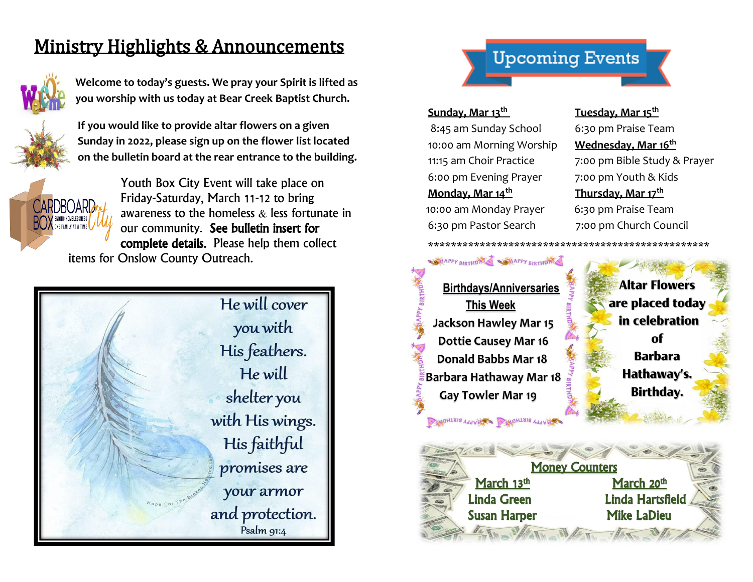# Ministry Highlights & Announcements

**Welcome to today's guests. We pray your Spirit is lifted as you worship with us today at Bear Creek Baptist Church.**

**If you would like to provide altar flowers on a given Sunday in 2022, please sign up on the flower list located on the bulletin board at the rear entrance to the building.**

Youth Box City Event will take place on Friday-Saturday, March 11-12 to bring awareness to the homeless & less fortunate in our community. **See bulletin insert for complete details.** Please help them collect items for Onslow County Outreach.

He will cover you with His feathers. He will shelter you with His wings. His faithful promises are your armor and protection.
Psalm 91:4

## Upcoming Events

**Sunday, Mar 13th**
8:45 am Sunday School
10:00 am Morning Worship
11:15 am Choir Practice
6:00 pm Evening Prayer

**Monday, Mar 14th**
10:00 am Monday Prayer
6:30 pm Pastor Search

**Tuesday, Mar 15th**
6:30 pm Praise Team

**Wednesday, Mar 16th**
7:00 pm Bible Study & Prayer
7:00 pm Youth & Kids

**Thursday, Mar 17th**
6:30 pm Praise Team
7:00 pm Church Council

**************************************************

**Birthdays/Anniversaries This Week**
Jackson Hawley Mar 15
Dottie Causey Mar 16
Donald Babbs Mar 18
Barbara Hathaway Mar 18
Gay Towler Mar 19

**Altar Flowers are placed today in celebration of Barbara Hathaway's. Birthday.**

**Money Counters**

**March 13th**
Linda Green
Susan Harper

**March 20th**
Linda Hartsfield
Mike LaDieu